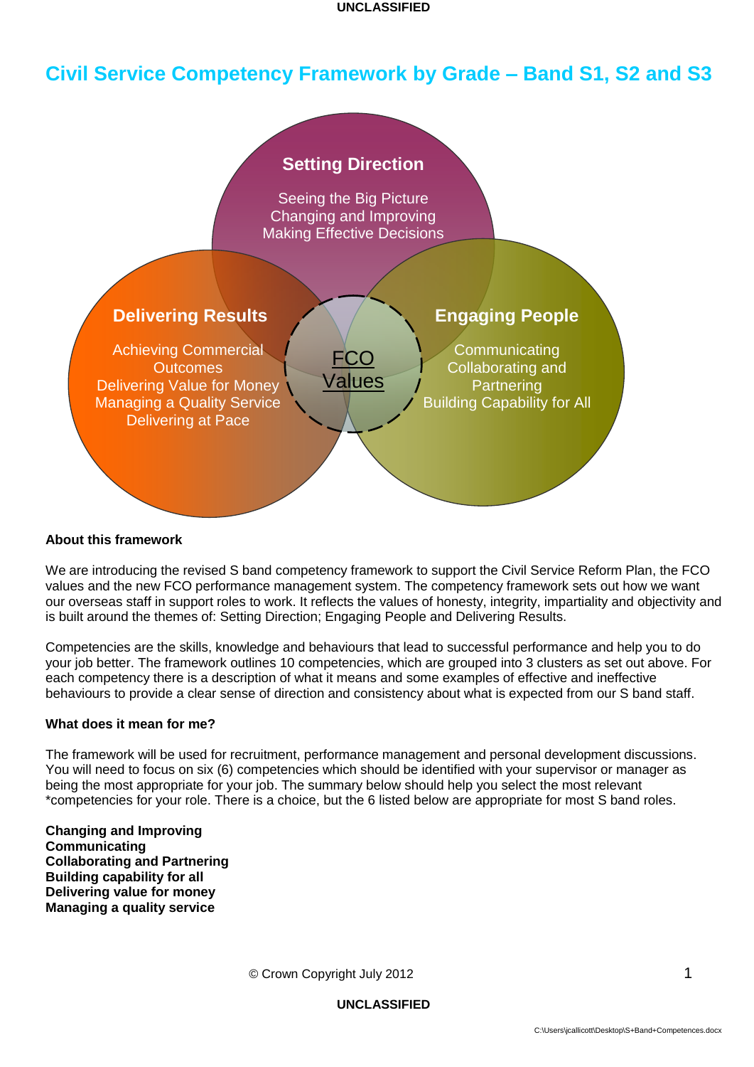# Civil Service Competency Framework by Grade – Band S1, S2 and S3

**Setting Direction**

Seeing the Big Picture
Changing and Improving
Making Effective Decisions

**Delivering Results**

Achieving Commercial Outcomes
Delivering Value for Money
Managing a Quality Service
Delivering at Pace

**Engaging People**

Communicating
Collaborating and Partnering
Building Capability for All

FCO Values

**About this framework**

We are introducing the revised S band competency framework to support the Civil Service Reform Plan, the FCO values and the new FCO performance management system. The competency framework sets out how we want our overseas staff in support roles to work. It reflects the values of honesty, integrity, impartiality and objectivity and is built around the themes of: Setting Direction; Engaging People and Delivering Results.

Competencies are the skills, knowledge and behaviours that lead to successful performance and help you to do your job better. The framework outlines 10 competencies, which are grouped into 3 clusters as set out above. For each competency there is a description of what it means and some examples of effective and ineffective behaviours to provide a clear sense of direction and consistency about what is expected from our S band staff.

**What does it mean for me?**

The framework will be used for recruitment, performance management and personal development discussions. You will need to focus on six (6) competencies which should be identified with your supervisor or manager as being the most appropriate for your job. The summary below should help you select the most relevant *competencies for your role. There is a choice, but the 6 listed below are appropriate for most S band roles.

**Changing and Improving**
**Communicating**
**Collaborating and Partnering**
**Building capability for all**
**Delivering value for money**
**Managing a quality service**

© Crown Copyright July 2012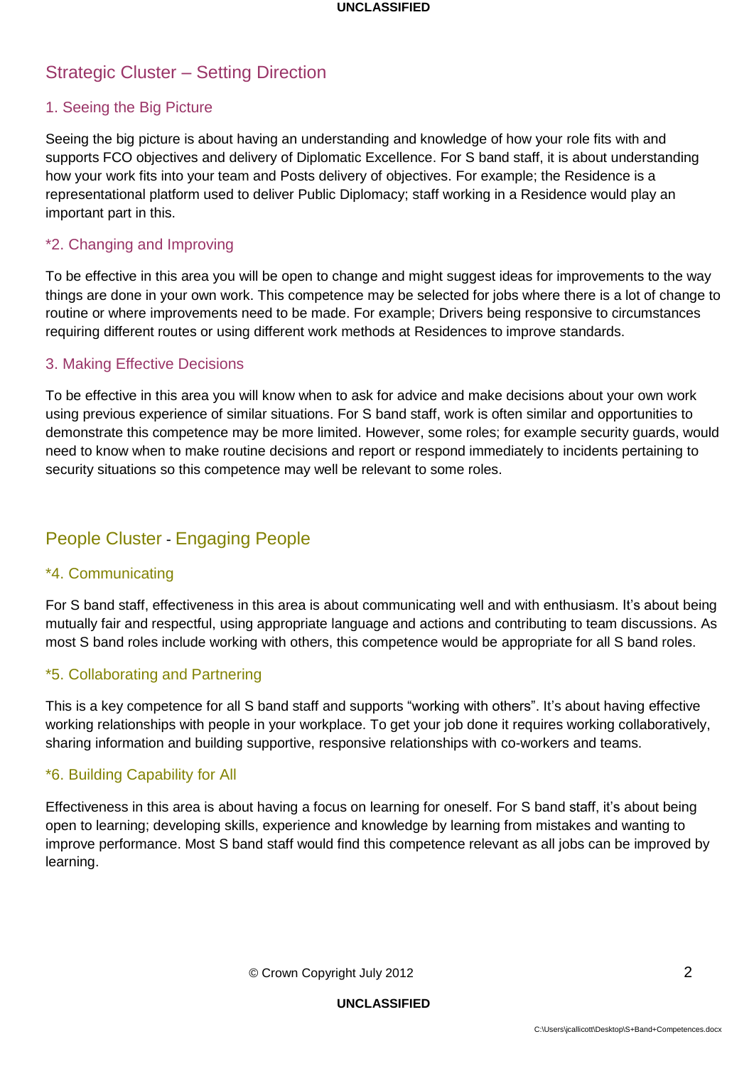## Strategic Cluster – Setting Direction

### 1. Seeing the Big Picture

Seeing the big picture is about having an understanding and knowledge of how your role fits with and supports FCO objectives and delivery of Diplomatic Excellence. For S band staff, it is about understanding how your work fits into your team and Posts delivery of objectives. For example; the Residence is a representational platform used to deliver Public Diplomacy; staff working in a Residence would play an important part in this.

### *2. Changing and Improving

To be effective in this area you will be open to change and might suggest ideas for improvements to the way things are done in your own work. This competence may be selected for jobs where there is a lot of change to routine or where improvements need to be made. For example; Drivers being responsive to circumstances requiring different routes or using different work methods at Residences to improve standards.

### 3. Making Effective Decisions

To be effective in this area you will know when to ask for advice and make decisions about your own work using previous experience of similar situations. For S band staff, work is often similar and opportunities to demonstrate this competence may be more limited. However, some roles; for example security guards, would need to know when to make routine decisions and report or respond immediately to incidents pertaining to security situations so this competence may well be relevant to some roles.

## People Cluster - Engaging People

### *4. Communicating

For S band staff, effectiveness in this area is about communicating well and with enthusiasm. It's about being mutually fair and respectful, using appropriate language and actions and contributing to team discussions. As most S band roles include working with others, this competence would be appropriate for all S band roles.

### *5. Collaborating and Partnering

This is a key competence for all S band staff and supports "working with others". It's about having effective working relationships with people in your workplace. To get your job done it requires working collaboratively, sharing information and building supportive, responsive relationships with co-workers and teams.

### *6. Building Capability for All

Effectiveness in this area is about having a focus on learning for oneself. For S band staff, it's about being open to learning; developing skills, experience and knowledge by learning from mistakes and wanting to improve performance. Most S band staff would find this competence relevant as all jobs can be improved by learning.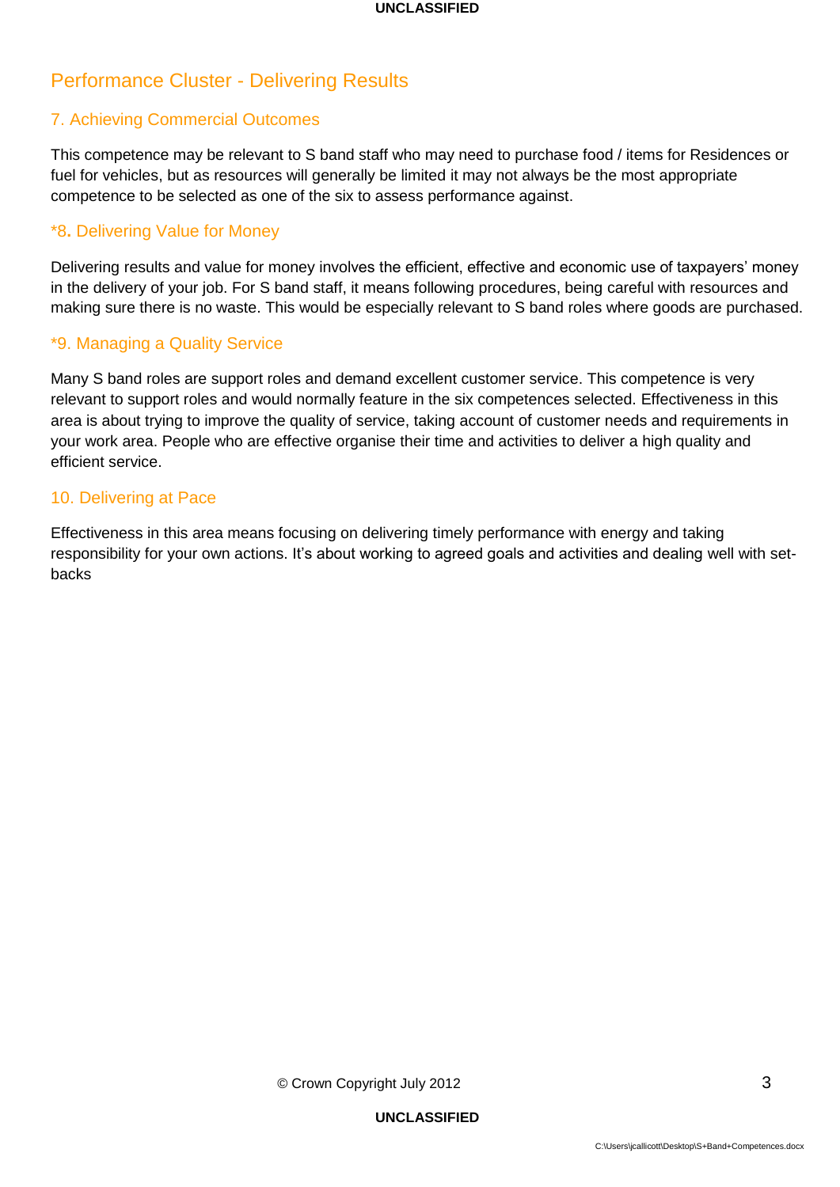## Performance Cluster - Delivering Results

### 7. Achieving Commercial Outcomes

This competence may be relevant to S band staff who may need to purchase food / items for Residences or fuel for vehicles, but as resources will generally be limited it may not always be the most appropriate competence to be selected as one of the six to assess performance against.

### *8. Delivering Value for Money

Delivering results and value for money involves the efficient, effective and economic use of taxpayers' money in the delivery of your job. For S band staff, it means following procedures, being careful with resources and making sure there is no waste. This would be especially relevant to S band roles where goods are purchased.

### *9. Managing a Quality Service

Many S band roles are support roles and demand excellent customer service. This competence is very relevant to support roles and would normally feature in the six competences selected. Effectiveness in this area is about trying to improve the quality of service, taking account of customer needs and requirements in your work area. People who are effective organise their time and activities to deliver a high quality and efficient service.

### 10. Delivering at Pace

Effectiveness in this area means focusing on delivering timely performance with energy and taking responsibility for your own actions. It's about working to agreed goals and activities and dealing well with set-backs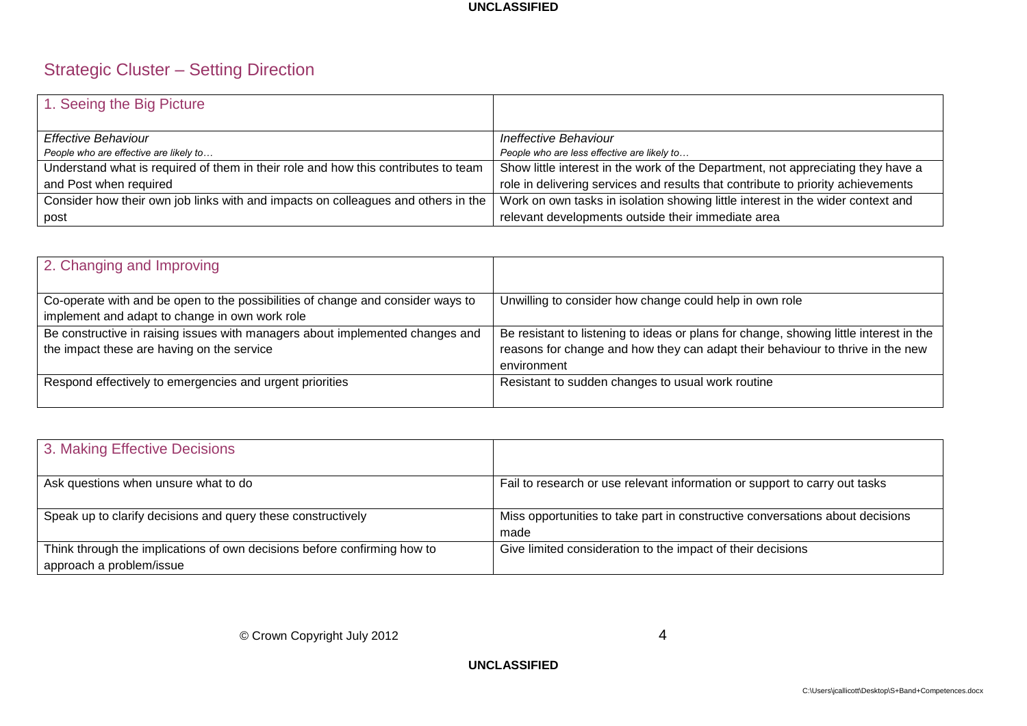## Strategic Cluster – Setting Direction

| 1. Seeing the Big Picture | |
|---|---|
| *Effective Behaviour*<br>*People who are effective are likely to…* | *Ineffective Behaviour*<br>*People who are less effective are likely to…* |
| Understand what is required of them in their role and how this contributes to team and Post when required | Show little interest in the work of the Department, not appreciating they have a role in delivering services and results that contribute to priority achievements |
| Consider how their own job links with and impacts on colleagues and others in the post | Work on own tasks in isolation showing little interest in the wider context and relevant developments outside their immediate area |

| 2. Changing and Improving | |
|---|---|
| Co-operate with and be open to the possibilities of change and consider ways to implement and adapt to change in own work role | Unwilling to consider how change could help in own role |
| Be constructive in raising issues with managers about implemented changes and the impact these are having on the service | Be resistant to listening to ideas or plans for change, showing little interest in the reasons for change and how they can adapt their behaviour to thrive in the new environment |
| Respond effectively to emergencies and urgent priorities | Resistant to sudden changes to usual work routine |

| 3. Making Effective Decisions | |
|---|---|
| Ask questions when unsure what to do | Fail to research or use relevant information or support to carry out tasks |
| Speak up to clarify decisions and query these constructively | Miss opportunities to take part in constructive conversations about decisions made |
| Think through the implications of own decisions before confirming how to approach a problem/issue | Give limited consideration to the impact of their decisions |

© Crown Copyright July 2012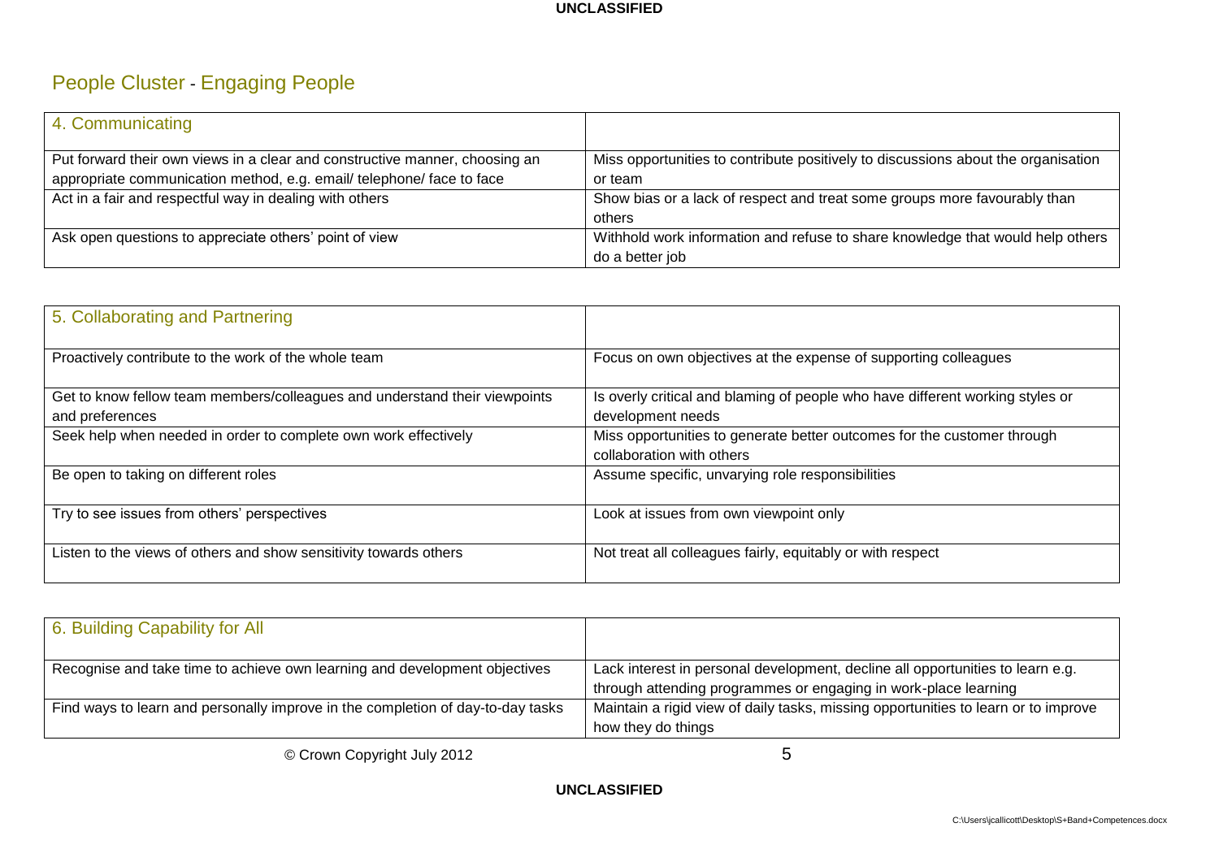## People Cluster - Engaging People

| 4. Communicating | |
|---|---|
| Put forward their own views in a clear and constructive manner, choosing an appropriate communication method, e.g. email/ telephone/ face to face | Miss opportunities to contribute positively to discussions about the organisation or team |
| Act in a fair and respectful way in dealing with others | Show bias or a lack of respect and treat some groups more favourably than others |
| Ask open questions to appreciate others' point of view | Withhold work information and refuse to share knowledge that would help others do a better job |

| 5. Collaborating and Partnering | |
|---|---|
| Proactively contribute to the work of the whole team | Focus on own objectives at the expense of supporting colleagues |
| Get to know fellow team members/colleagues and understand their viewpoints and preferences | Is overly critical and blaming of people who have different working styles or development needs |
| Seek help when needed in order to complete own work effectively | Miss opportunities to generate better outcomes for the customer through collaboration with others |
| Be open to taking on different roles | Assume specific, unvarying role responsibilities |
| Try to see issues from others' perspectives | Look at issues from own viewpoint only |
| Listen to the views of others and show sensitivity towards others | Not treat all colleagues fairly, equitably or with respect |

| 6. Building Capability for All | |
|---|---|
| Recognise and take time to achieve own learning and development objectives | Lack interest in personal development, decline all opportunities to learn e.g. through attending programmes or engaging in work-place learning |
| Find ways to learn and personally improve in the completion of day-to-day tasks | Maintain a rigid view of daily tasks, missing opportunities to learn or to improve how they do things |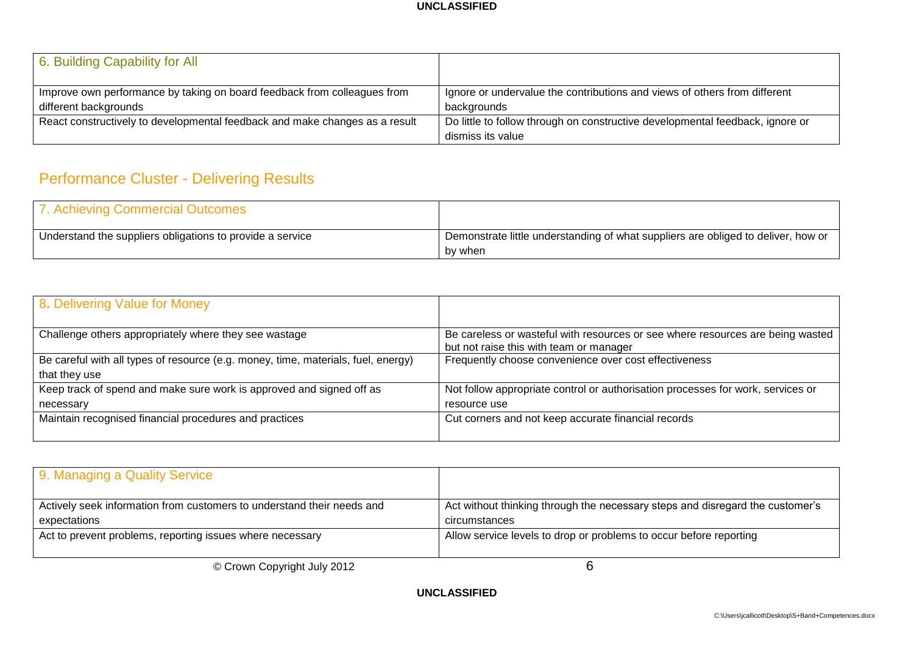| 6. Building Capability for All | |
|---|---|
| Improve own performance by taking on board feedback from colleagues from different backgrounds | Ignore or undervalue the contributions and views of others from different backgrounds |
| React constructively to developmental feedback and make changes as a result | Do little to follow through on constructive developmental feedback, ignore or dismiss its value |

## Performance Cluster - Delivering Results

| 7. Achieving Commercial Outcomes | |
|---|---|
| Understand the suppliers obligations to provide a service | Demonstrate little understanding of what suppliers are obliged to deliver, how or by when |

| 8. Delivering Value for Money | |
|---|---|
| Challenge others appropriately where they see wastage | Be careless or wasteful with resources or see where resources are being wasted but not raise this with team or manager |
| Be careful with all types of resource (e.g. money, time, materials, fuel, energy) that they use | Frequently choose convenience over cost effectiveness |
| Keep track of spend and make sure work is approved and signed off as necessary | Not follow appropriate control or authorisation processes for work, services or resource use |
| Maintain recognised financial procedures and practices | Cut corners and not keep accurate financial records |

| 9. Managing a Quality Service | |
|---|---|
| Actively seek information from customers to understand their needs and expectations | Act without thinking through the necessary steps and disregard the customer's circumstances |
| Act to prevent problems, reporting issues where necessary | Allow service levels to drop or problems to occur before reporting |

© Crown Copyright July 2012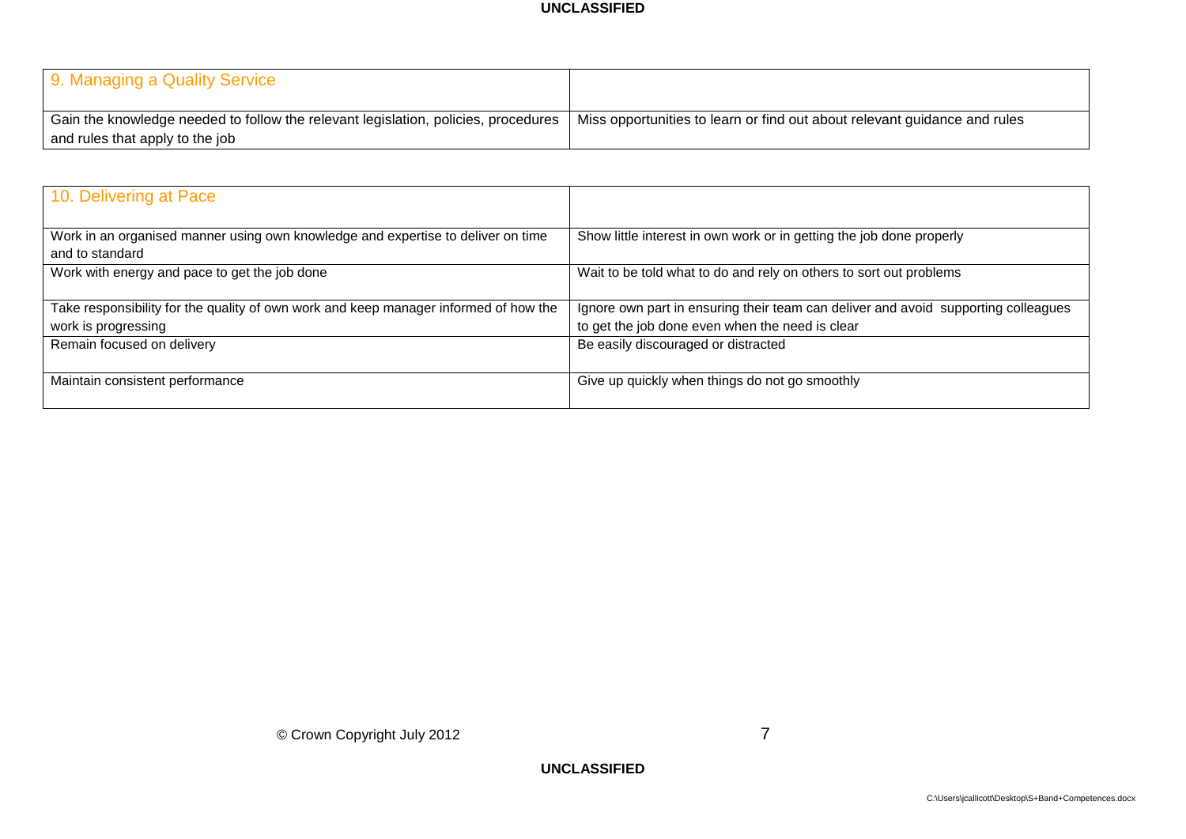| 9. Managing a Quality Service | |
|---|---|
| Gain the knowledge needed to follow the relevant legislation, policies, procedures and rules that apply to the job | Miss opportunities to learn or find out about relevant guidance and rules |

| 10. Delivering at Pace | |
|---|---|
| Work in an organised manner using own knowledge and expertise to deliver on time and to standard | Show little interest in own work or in getting the job done properly |
| Work with energy and pace to get the job done | Wait to be told what to do and rely on others to sort out problems |
| Take responsibility for the quality of own work and keep manager informed of how the work is progressing | Ignore own part in ensuring their team can deliver and avoid supporting colleagues to get the job done even when the need is clear |
| Remain focused on delivery | Be easily discouraged or distracted |
| Maintain consistent performance | Give up quickly when things do not go smoothly |

© Crown Copyright July 2012